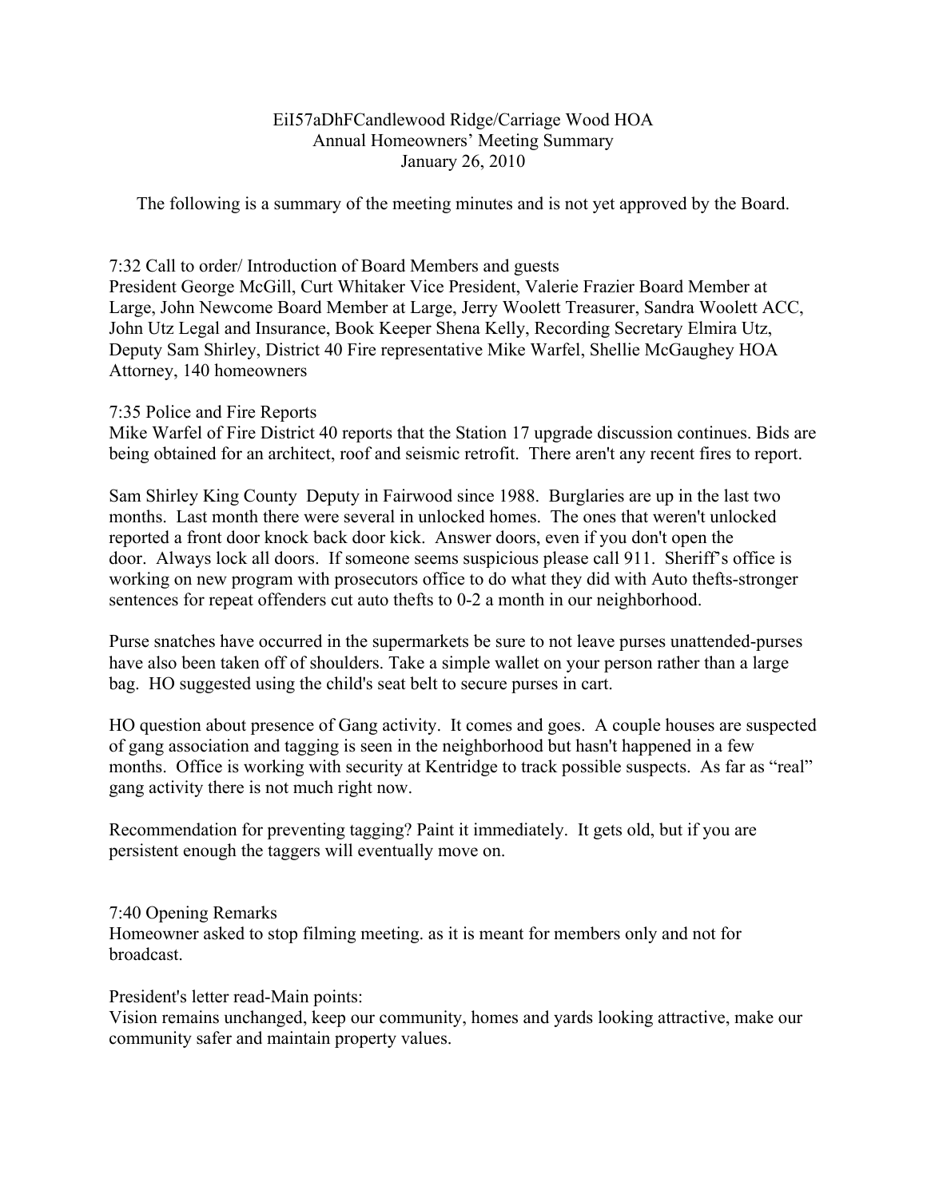EiI57aDhFCandlewood Ridge/Carriage Wood HOA
Annual Homeowners' Meeting Summary
January 26, 2010

The following is a summary of the meeting minutes and is not yet approved by the Board.

7:32 Call to order/ Introduction of Board Members and guests
President George McGill, Curt Whitaker Vice President, Valerie Frazier Board Member at Large, John Newcome Board Member at Large, Jerry Woolett Treasurer, Sandra Woolett ACC, John Utz Legal and Insurance, Book Keeper Shena Kelly, Recording Secretary Elmira Utz, Deputy Sam Shirley, District 40 Fire representative Mike Warfel, Shellie McGaughey HOA Attorney, 140 homeowners

7:35 Police and Fire Reports
Mike Warfel of Fire District 40 reports that the Station 17 upgrade discussion continues. Bids are being obtained for an architect, roof and seismic retrofit. There aren't any recent fires to report.

Sam Shirley King County Deputy in Fairwood since 1988. Burglaries are up in the last two months. Last month there were several in unlocked homes. The ones that weren't unlocked reported a front door knock back door kick. Answer doors, even if you don't open the door. Always lock all doors. If someone seems suspicious please call 911. Sheriff's office is working on new program with prosecutors office to do what they did with Auto thefts-stronger sentences for repeat offenders cut auto thefts to 0-2 a month in our neighborhood.

Purse snatches have occurred in the supermarkets be sure to not leave purses unattended-purses have also been taken off of shoulders. Take a simple wallet on your person rather than a large bag. HO suggested using the child's seat belt to secure purses in cart.

HO question about presence of Gang activity. It comes and goes. A couple houses are suspected of gang association and tagging is seen in the neighborhood but hasn't happened in a few months. Office is working with security at Kentridge to track possible suspects. As far as "real" gang activity there is not much right now.

Recommendation for preventing tagging? Paint it immediately. It gets old, but if you are persistent enough the taggers will eventually move on.

7:40 Opening Remarks
Homeowner asked to stop filming meeting. as it is meant for members only and not for broadcast.

President's letter read-Main points:
Vision remains unchanged, keep our community, homes and yards looking attractive, make our community safer and maintain property values.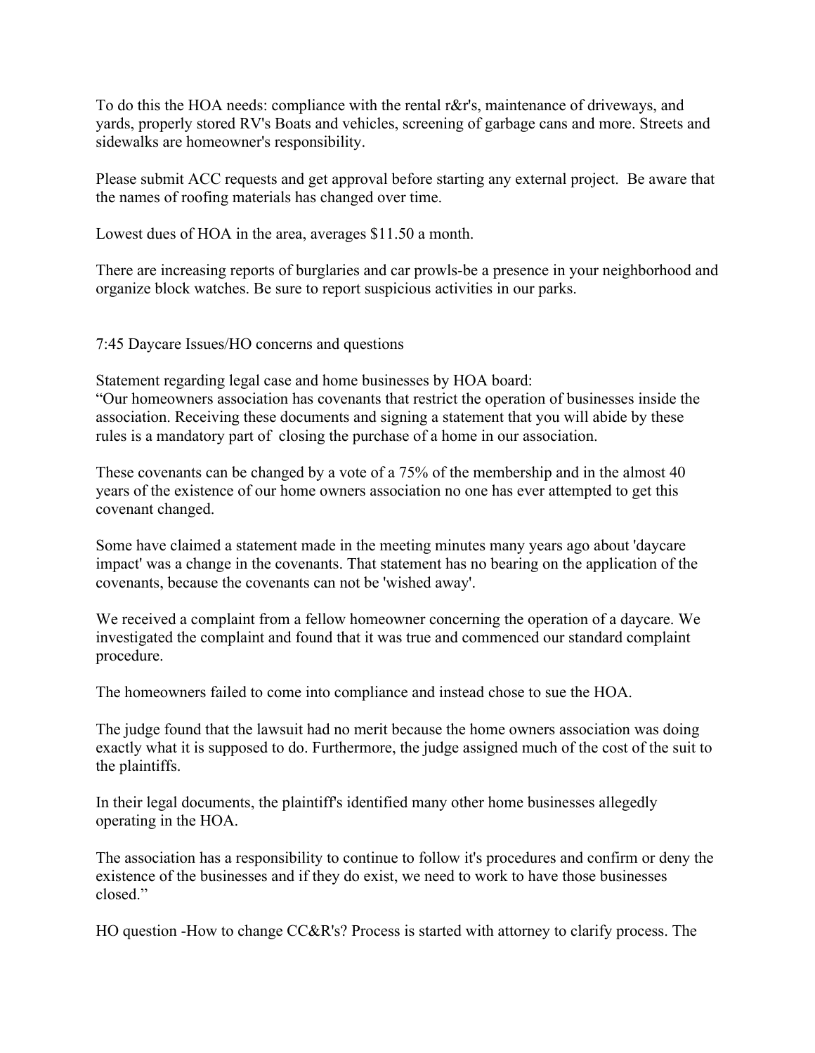To do this the HOA needs: compliance with the rental r&r's, maintenance of driveways, and yards, properly stored RV's Boats and vehicles, screening of garbage cans and more. Streets and sidewalks are homeowner's responsibility.

Please submit ACC requests and get approval before starting any external project. Be aware that the names of roofing materials has changed over time.

Lowest dues of HOA in the area, averages $11.50 a month.

There are increasing reports of burglaries and car prowls-be a presence in your neighborhood and organize block watches. Be sure to report suspicious activities in our parks.

7:45 Daycare Issues/HO concerns and questions

Statement regarding legal case and home businesses by HOA board:
"Our homeowners association has covenants that restrict the operation of businesses inside the association. Receiving these documents and signing a statement that you will abide by these rules is a mandatory part of closing the purchase of a home in our association.

These covenants can be changed by a vote of a 75% of the membership and in the almost 40 years of the existence of our home owners association no one has ever attempted to get this covenant changed.

Some have claimed a statement made in the meeting minutes many years ago about 'daycare impact' was a change in the covenants. That statement has no bearing on the application of the covenants, because the covenants can not be 'wished away'.

We received a complaint from a fellow homeowner concerning the operation of a daycare. We investigated the complaint and found that it was true and commenced our standard complaint procedure.

The homeowners failed to come into compliance and instead chose to sue the HOA.

The judge found that the lawsuit had no merit because the home owners association was doing exactly what it is supposed to do. Furthermore, the judge assigned much of the cost of the suit to the plaintiffs.

In their legal documents, the plaintiff's identified many other home businesses allegedly operating in the HOA.

The association has a responsibility to continue to follow it's procedures and confirm or deny the existence of the businesses and if they do exist, we need to work to have those businesses closed."

HO question -How to change CC&R's? Process is started with attorney to clarify process. The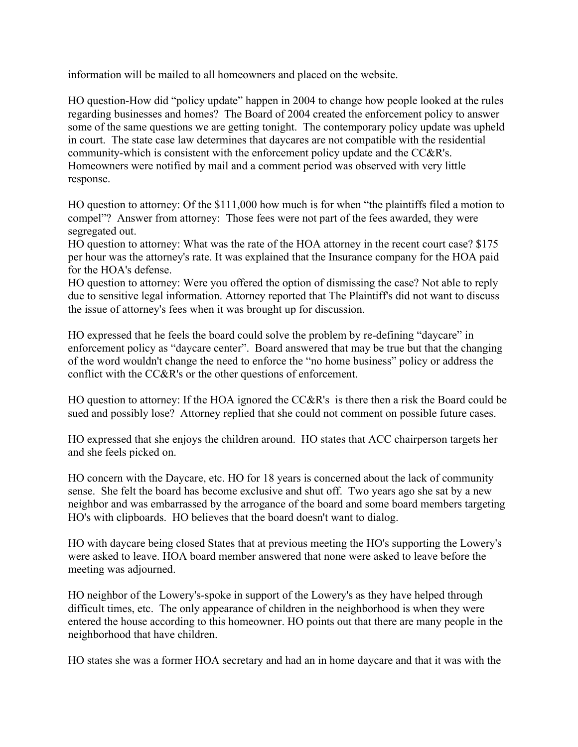information will be mailed to all homeowners and placed on the website.

HO question-How did "policy update" happen in 2004 to change how people looked at the rules regarding businesses and homes? The Board of 2004 created the enforcement policy to answer some of the same questions we are getting tonight. The contemporary policy update was upheld in court. The state case law determines that daycares are not compatible with the residential community-which is consistent with the enforcement policy update and the CC&R's. Homeowners were notified by mail and a comment period was observed with very little response.

HO question to attorney: Of the $111,000 how much is for when "the plaintiffs filed a motion to compel"? Answer from attorney: Those fees were not part of the fees awarded, they were segregated out.
HO question to attorney: What was the rate of the HOA attorney in the recent court case? $175 per hour was the attorney's rate. It was explained that the Insurance company for the HOA paid for the HOA's defense.
HO question to attorney: Were you offered the option of dismissing the case? Not able to reply due to sensitive legal information. Attorney reported that The Plaintiff's did not want to discuss the issue of attorney's fees when it was brought up for discussion.

HO expressed that he feels the board could solve the problem by re-defining "daycare" in enforcement policy as "daycare center". Board answered that may be true but that the changing of the word wouldn't change the need to enforce the "no home business" policy or address the conflict with the CC&R's or the other questions of enforcement.

HO question to attorney: If the HOA ignored the CC&R's is there then a risk the Board could be sued and possibly lose? Attorney replied that she could not comment on possible future cases.

HO expressed that she enjoys the children around. HO states that ACC chairperson targets her and she feels picked on.

HO concern with the Daycare, etc. HO for 18 years is concerned about the lack of community sense. She felt the board has become exclusive and shut off. Two years ago she sat by a new neighbor and was embarrassed by the arrogance of the board and some board members targeting HO's with clipboards. HO believes that the board doesn't want to dialog.

HO with daycare being closed States that at previous meeting the HO's supporting the Lowery's were asked to leave. HOA board member answered that none were asked to leave before the meeting was adjourned.

HO neighbor of the Lowery's-spoke in support of the Lowery's as they have helped through difficult times, etc. The only appearance of children in the neighborhood is when they were entered the house according to this homeowner. HO points out that there are many people in the neighborhood that have children.

HO states she was a former HOA secretary and had an in home daycare and that it was with the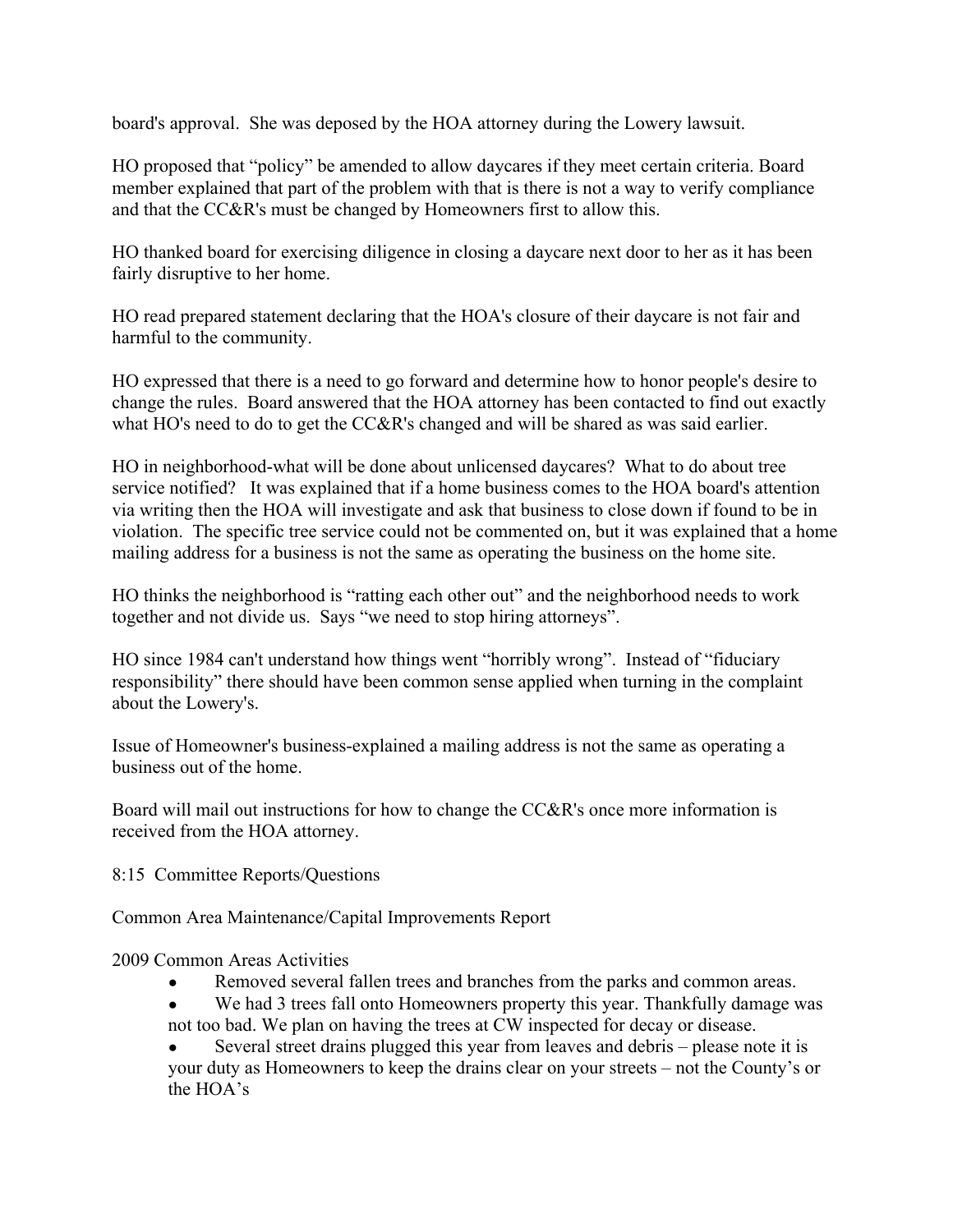board's approval. She was deposed by the HOA attorney during the Lowery lawsuit.

HO proposed that "policy" be amended to allow daycares if they meet certain criteria. Board member explained that part of the problem with that is there is not a way to verify compliance and that the CC&R's must be changed by Homeowners first to allow this.

HO thanked board for exercising diligence in closing a daycare next door to her as it has been fairly disruptive to her home.

HO read prepared statement declaring that the HOA's closure of their daycare is not fair and harmful to the community.

HO expressed that there is a need to go forward and determine how to honor people's desire to change the rules. Board answered that the HOA attorney has been contacted to find out exactly what HO's need to do to get the CC&R's changed and will be shared as was said earlier.

HO in neighborhood-what will be done about unlicensed daycares? What to do about tree service notified? It was explained that if a home business comes to the HOA board's attention via writing then the HOA will investigate and ask that business to close down if found to be in violation. The specific tree service could not be commented on, but it was explained that a home mailing address for a business is not the same as operating the business on the home site.

HO thinks the neighborhood is "ratting each other out" and the neighborhood needs to work together and not divide us. Says "we need to stop hiring attorneys".

HO since 1984 can't understand how things went "horribly wrong". Instead of "fiduciary responsibility" there should have been common sense applied when turning in the complaint about the Lowery's.

Issue of Homeowner's business-explained a mailing address is not the same as operating a business out of the home.

Board will mail out instructions for how to change the CC&R's once more information is received from the HOA attorney.

8:15 Committee Reports/Questions

Common Area Maintenance/Capital Improvements Report

2009 Common Areas Activities

- Removed several fallen trees and branches from the parks and common areas.
- We had 3 trees fall onto Homeowners property this year. Thankfully damage was not too bad. We plan on having the trees at CW inspected for decay or disease.
- Several street drains plugged this year from leaves and debris – please note it is your duty as Homeowners to keep the drains clear on your streets – not the County's or the HOA's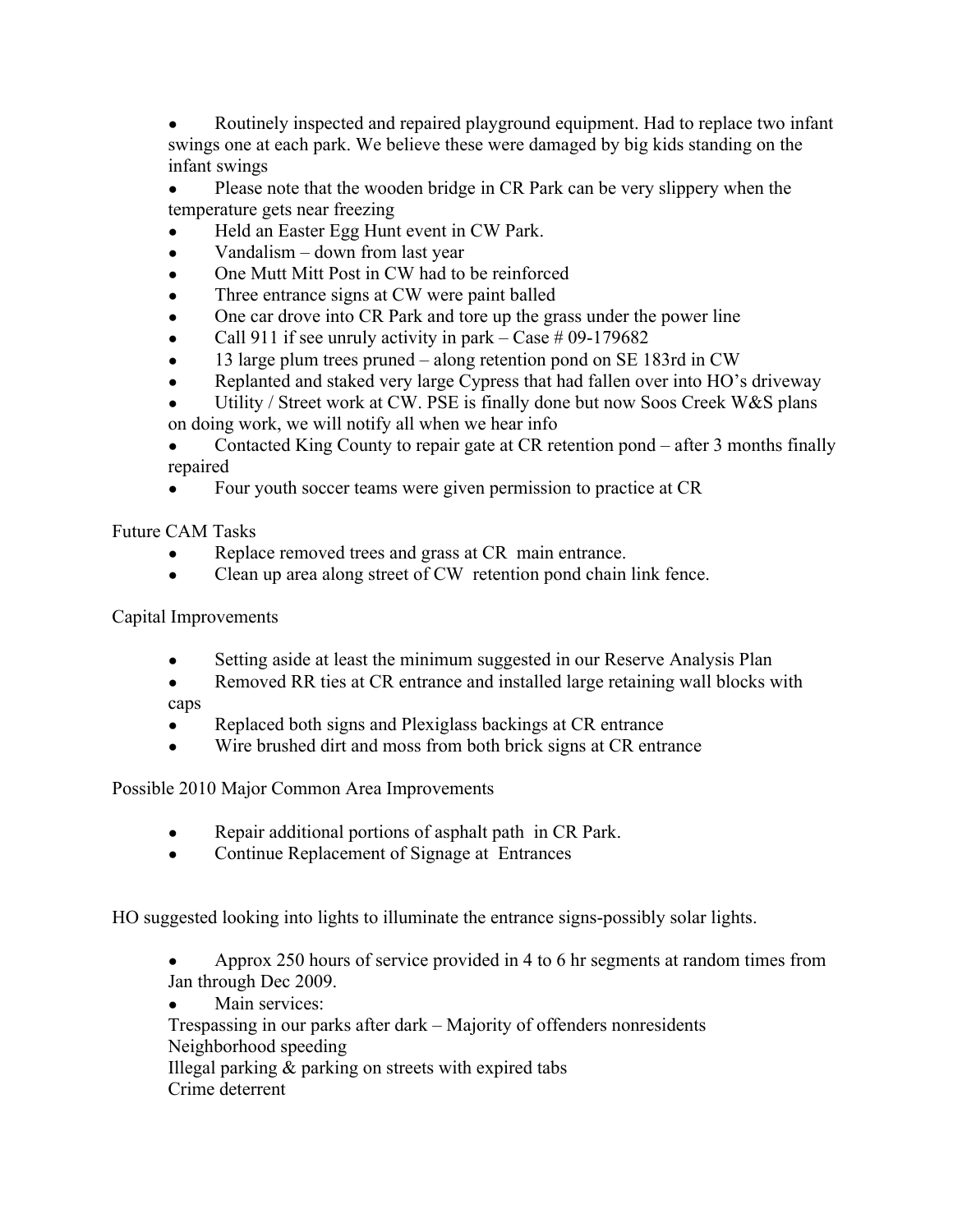- Routinely inspected and repaired playground equipment. Had to replace two infant swings one at each park. We believe these were damaged by big kids standing on the infant swings
- Please note that the wooden bridge in CR Park can be very slippery when the temperature gets near freezing
- Held an Easter Egg Hunt event in CW Park.
- Vandalism – down from last year
- One Mutt Mitt Post in CW had to be reinforced
- Three entrance signs at CW were paint balled
- One car drove into CR Park and tore up the grass under the power line
- Call 911 if see unruly activity in park – Case # 09-179682
- 13 large plum trees pruned – along retention pond on SE 183rd in CW
- Replanted and staked very large Cypress that had fallen over into HO's driveway
- Utility / Street work at CW. PSE is finally done but now Soos Creek W&S plans on doing work, we will notify all when we hear info
- Contacted King County to repair gate at CR retention pond – after 3 months finally repaired
- Four youth soccer teams were given permission to practice at CR

Future CAM Tasks

- Replace removed trees and grass at CR main entrance.
- Clean up area along street of CW retention pond chain link fence.

Capital Improvements

- Setting aside at least the minimum suggested in our Reserve Analysis Plan
- Removed RR ties at CR entrance and installed large retaining wall blocks with caps
- Replaced both signs and Plexiglass backings at CR entrance
- Wire brushed dirt and moss from both brick signs at CR entrance

Possible 2010 Major Common Area Improvements

- Repair additional portions of asphalt path in CR Park.
- Continue Replacement of Signage at Entrances

HO suggested looking into lights to illuminate the entrance signs-possibly solar lights.

- Approx 250 hours of service provided in 4 to 6 hr segments at random times from Jan through Dec 2009.
- Main services:

Trespassing in our parks after dark – Majority of offenders nonresidents
Neighborhood speeding
Illegal parking & parking on streets with expired tabs
Crime deterrent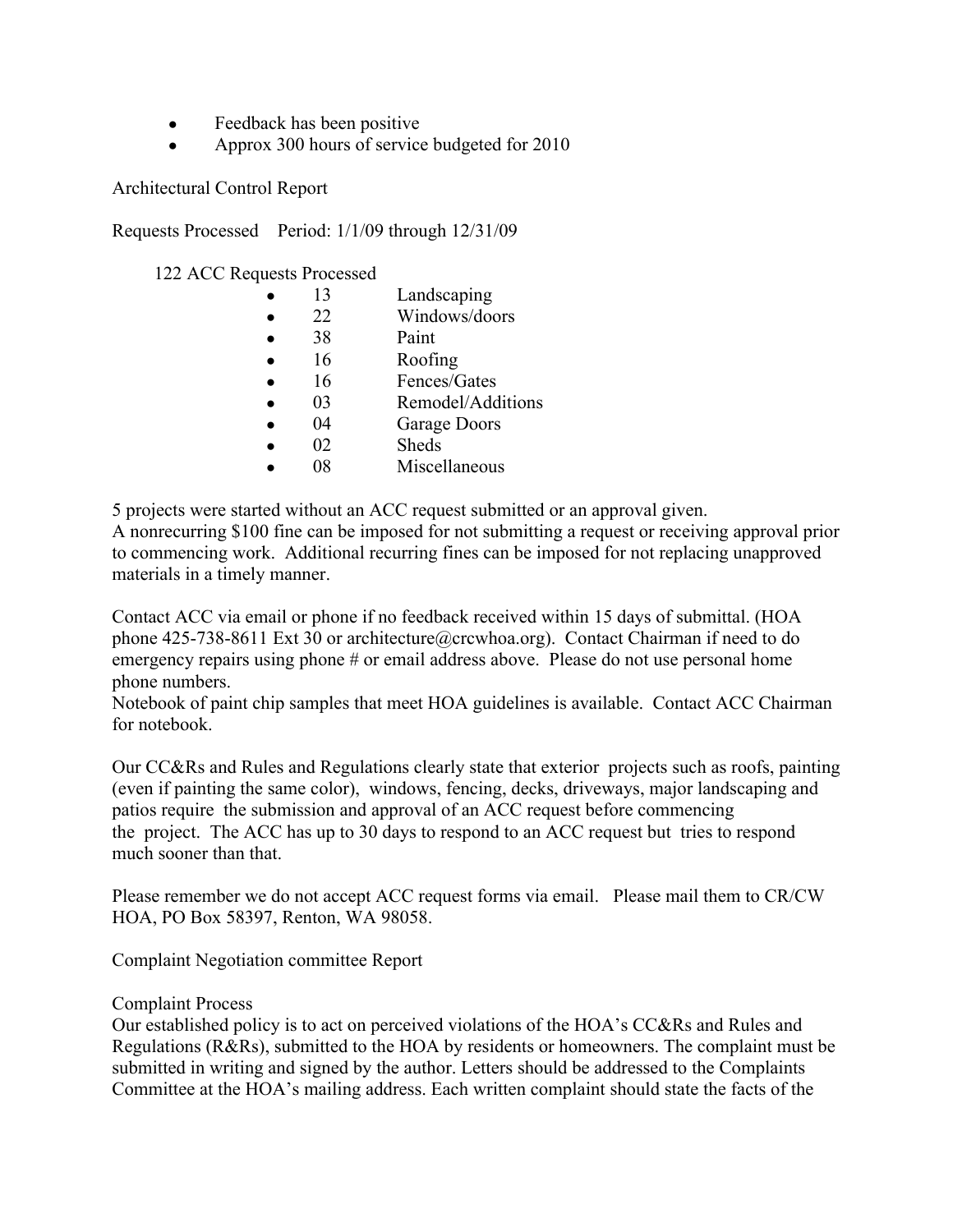- Feedback has been positive
- Approx 300 hours of service budgeted for 2010

Architectural Control Report

Requests Processed    Period: 1/1/09 through 12/31/09

122 ACC Requests Processed

- 13 Landscaping
- 22 Windows/doors
- 38 Paint
- 16 Roofing
- 16 Fences/Gates
- 03 Remodel/Additions
- 04 Garage Doors
- 02 Sheds
- 08 Miscellaneous

5 projects were started without an ACC request submitted or an approval given.
A nonrecurring $100 fine can be imposed for not submitting a request or receiving approval prior to commencing work. Additional recurring fines can be imposed for not replacing unapproved materials in a timely manner.

Contact ACC via email or phone if no feedback received within 15 days of submittal. (HOA phone 425-738-8611 Ext 30 or architecture@crcwhoa.org). Contact Chairman if need to do emergency repairs using phone # or email address above. Please do not use personal home phone numbers.
Notebook of paint chip samples that meet HOA guidelines is available. Contact ACC Chairman for notebook.

Our CC&Rs and Rules and Regulations clearly state that exterior projects such as roofs, painting (even if painting the same color), windows, fencing, decks, driveways, major landscaping and patios require the submission and approval of an ACC request before commencing the project. The ACC has up to 30 days to respond to an ACC request but tries to respond much sooner than that.

Please remember we do not accept ACC request forms via email. Please mail them to CR/CW HOA, PO Box 58397, Renton, WA 98058.

Complaint Negotiation committee Report

Complaint Process
Our established policy is to act on perceived violations of the HOA's CC&Rs and Rules and Regulations (R&Rs), submitted to the HOA by residents or homeowners. The complaint must be submitted in writing and signed by the author. Letters should be addressed to the Complaints Committee at the HOA's mailing address. Each written complaint should state the facts of the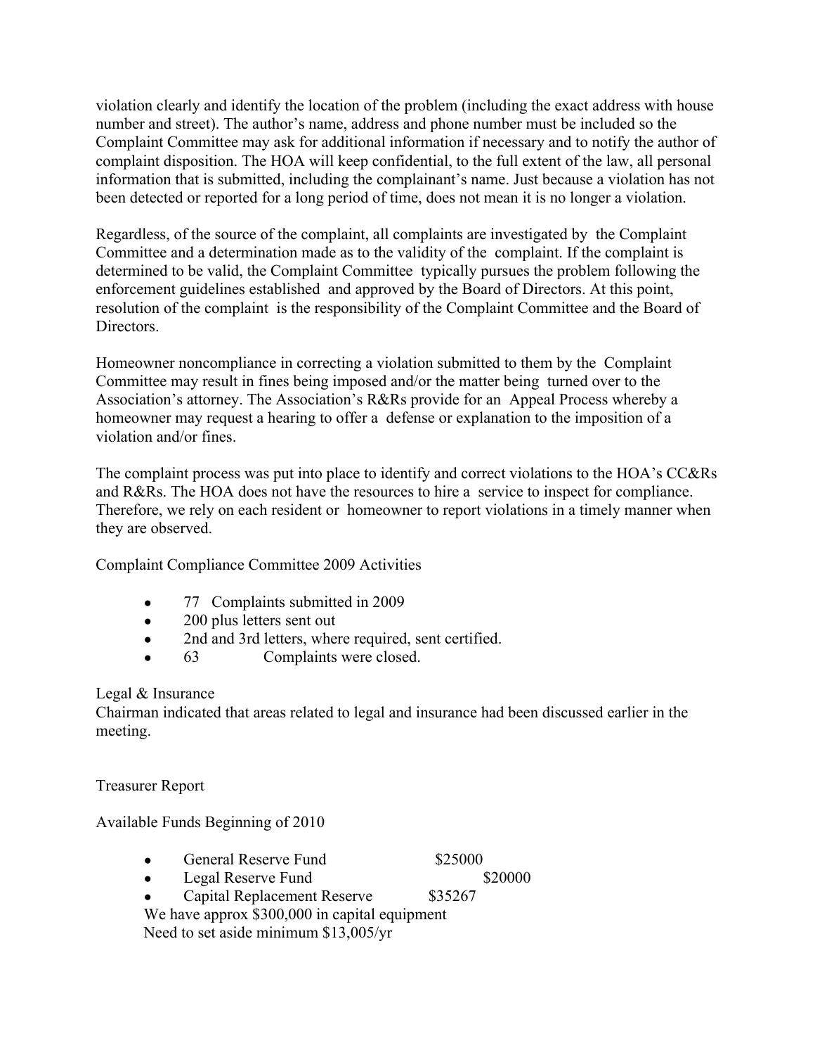violation clearly and identify the location of the problem (including the exact address with house number and street). The author's name, address and phone number must be included so the Complaint Committee may ask for additional information if necessary and to notify the author of complaint disposition. The HOA will keep confidential, to the full extent of the law, all personal information that is submitted, including the complainant's name. Just because a violation has not been detected or reported for a long period of time, does not mean it is no longer a violation.

Regardless, of the source of the complaint, all complaints are investigated by the Complaint Committee and a determination made as to the validity of the complaint. If the complaint is determined to be valid, the Complaint Committee typically pursues the problem following the enforcement guidelines established and approved by the Board of Directors. At this point, resolution of the complaint is the responsibility of the Complaint Committee and the Board of Directors.

Homeowner noncompliance in correcting a violation submitted to them by the Complaint Committee may result in fines being imposed and/or the matter being turned over to the Association's attorney. The Association's R&Rs provide for an Appeal Process whereby a homeowner may request a hearing to offer a defense or explanation to the imposition of a violation and/or fines.

The complaint process was put into place to identify and correct violations to the HOA's CC&Rs and R&Rs. The HOA does not have the resources to hire a service to inspect for compliance. Therefore, we rely on each resident or homeowner to report violations in a timely manner when they are observed.

Complaint Compliance Committee 2009 Activities

- 77 Complaints submitted in 2009
- 200 plus letters sent out
- 2nd and 3rd letters, where required, sent certified.
- 63 Complaints were closed.

Legal & Insurance

Chairman indicated that areas related to legal and insurance had been discussed earlier in the meeting.

Treasurer Report

Available Funds Beginning of 2010

- General Reserve Fund $25000
- Legal Reserve Fund $20000
- Capital Replacement Reserve $35267

We have approx $300,000 in capital equipment

Need to set aside minimum $13,005/yr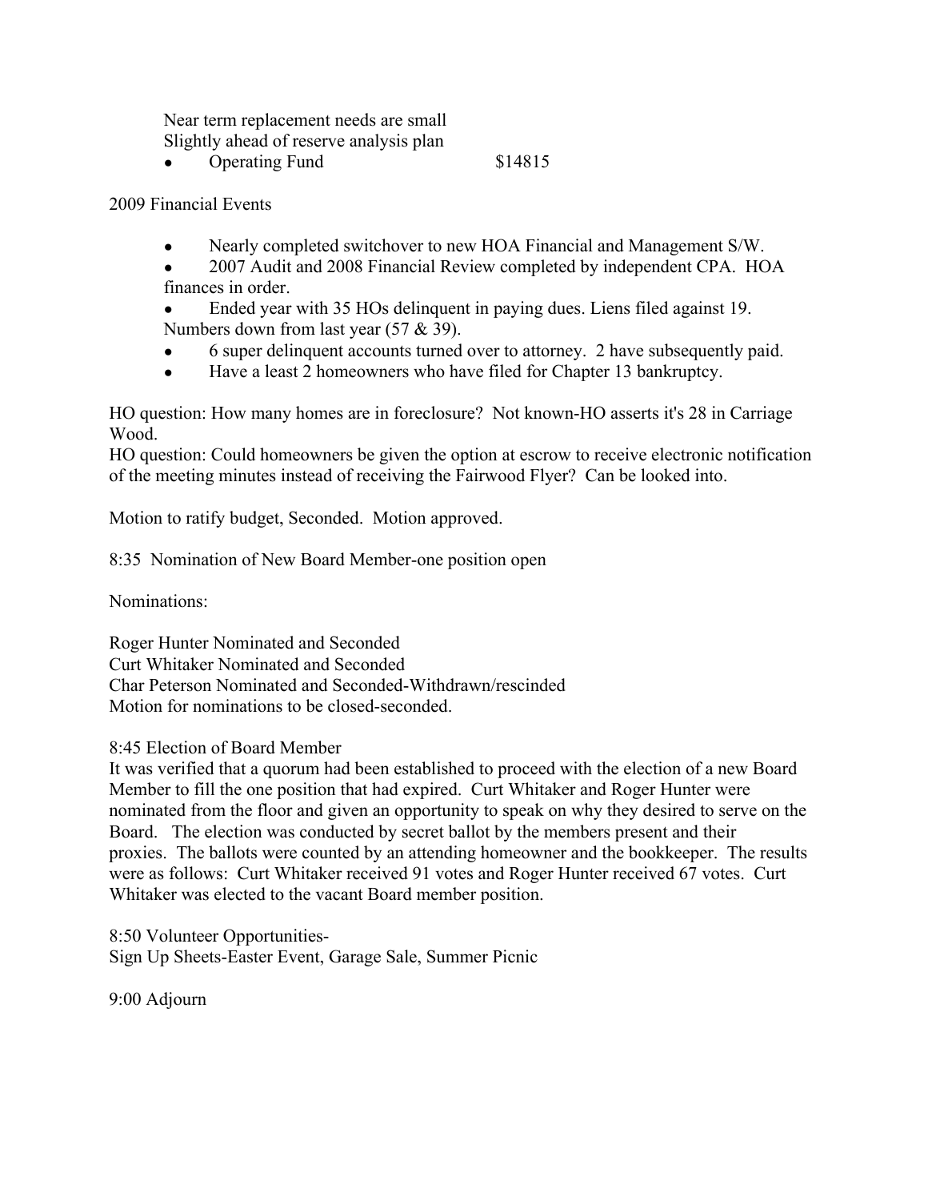Near term replacement needs are small
Slightly ahead of reserve analysis plan

- Operating Fund $14815

2009 Financial Events

- Nearly completed switchover to new HOA Financial and Management S/W.
- 2007 Audit and 2008 Financial Review completed by independent CPA. HOA finances in order.
- Ended year with 35 HOs delinquent in paying dues. Liens filed against 19. Numbers down from last year (57 & 39).
- 6 super delinquent accounts turned over to attorney. 2 have subsequently paid.
- Have a least 2 homeowners who have filed for Chapter 13 bankruptcy.

HO question: How many homes are in foreclosure? Not known-HO asserts it's 28 in Carriage Wood.
HO question: Could homeowners be given the option at escrow to receive electronic notification of the meeting minutes instead of receiving the Fairwood Flyer? Can be looked into.

Motion to ratify budget, Seconded. Motion approved.

8:35 Nomination of New Board Member-one position open

Nominations:

Roger Hunter Nominated and Seconded
Curt Whitaker Nominated and Seconded
Char Peterson Nominated and Seconded-Withdrawn/rescinded
Motion for nominations to be closed-seconded.

8:45 Election of Board Member
It was verified that a quorum had been established to proceed with the election of a new Board Member to fill the one position that had expired. Curt Whitaker and Roger Hunter were nominated from the floor and given an opportunity to speak on why they desired to serve on the Board. The election was conducted by secret ballot by the members present and their proxies. The ballots were counted by an attending homeowner and the bookkeeper. The results were as follows: Curt Whitaker received 91 votes and Roger Hunter received 67 votes. Curt Whitaker was elected to the vacant Board member position.

8:50 Volunteer Opportunities-
Sign Up Sheets-Easter Event, Garage Sale, Summer Picnic

9:00 Adjourn